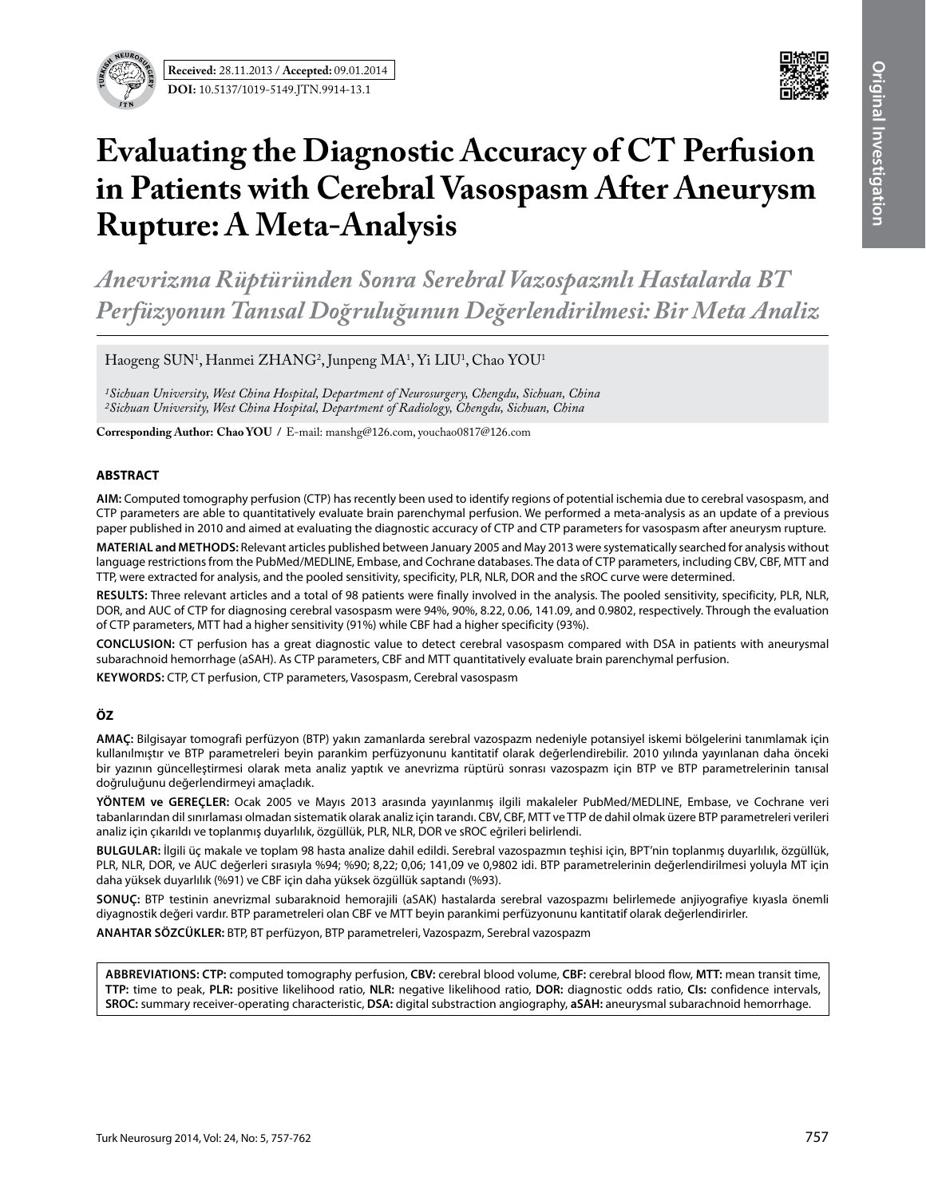**Received:** 28.11.2013 / **Accepted:** 09.01.2014

**DOI:** 10.5137/1019-5149.JTN.9914-13.1

Original Investigation

# Evaluating the Diagnostic Accuracy of CT Perfusion in Patients with Cerebral Vasospasm After Aneurysm Rupture: A Meta-Analysis

## *Anevrizma Rüptüründen Sonra Serebral Vazospazmlı Hastalarda BT Perfüzyonun Tanısal Doğruluğunun Değerlendirilmesi: Bir Meta Analiz*

Haogeng SUN[1], Hanmei ZHANG[2], Junpeng MA[1], Yi LIU[1], Chao YOU[1]

*[1]Sichuan University, West China Hospital, Department of Neurosurgery, Chengdu, Sichuan, China*
*[2]Sichuan University, West China Hospital, Department of Radiology, Chengdu, Sichuan, China*

**Corresponding Author: Chao YOU** / E-mail: manshg@126.com, youchao0817@126.com

### ABSTRACT

**AIM:** Computed tomography perfusion (CTP) has recently been used to identify regions of potential ischemia due to cerebral vasospasm, and CTP parameters are able to quantitatively evaluate brain parenchymal perfusion. We performed a meta-analysis as an update of a previous paper published in 2010 and aimed at evaluating the diagnostic accuracy of CTP and CTP parameters for vasospasm after aneurysm rupture.

**MATERIAL and METHODS:** Relevant articles published between January 2005 and May 2013 were systematically searched for analysis without language restrictions from the PubMed/MEDLINE, Embase, and Cochrane databases. The data of CTP parameters, including CBV, CBF, MTT and TTP, were extracted for analysis, and the pooled sensitivity, specificity, PLR, NLR, DOR and the sROC curve were determined.

**RESULTS:** Three relevant articles and a total of 98 patients were finally involved in the analysis. The pooled sensitivity, specificity, PLR, NLR, DOR, and AUC of CTP for diagnosing cerebral vasospasm were 94%, 90%, 8.22, 0.06, 141.09, and 0.9802, respectively. Through the evaluation of CTP parameters, MTT had a higher sensitivity (91%) while CBF had a higher specificity (93%).

**CONCLUSION:** CT perfusion has a great diagnostic value to detect cerebral vasospasm compared with DSA in patients with aneurysmal subarachnoid hemorrhage (aSAH). As CTP parameters, CBF and MTT quantitatively evaluate brain parenchymal perfusion.

**KEYWORDS:** CTP, CT perfusion, CTP parameters, Vasospasm, Cerebral vasospasm

### ÖZ

**AMAÇ:** Bilgisayar tomografi perfüzyon (BTP) yakın zamanlarda serebral vazospazm nedeniyle potansiyel iskemi bölgelerini tanımlamak için kullanılmıştır ve BTP parametreleri beyin parankim perfüzyonunu kantitatif olarak değerlendirebilir. 2010 yılında yayınlanan daha önceki bir yazının güncelleştirmesi olarak meta analiz yaptık ve anevrizma rüptürü sonrası vazospazm için BTP ve BTP parametrelerinin tanısal doğruluğunu değerlendirmeyi amaçladık.

**YÖNTEM ve GEREÇLER:** Ocak 2005 ve Mayıs 2013 arasında yayınlanmış ilgili makaleler PubMed/MEDLINE, Embase, ve Cochrane veri tabanlarından dil sınırlaması olmadan sistematik olarak analiz için tarandı. CBV, CBF, MTT ve TTP de dahil olmak üzere BTP parametreleri verileri analiz için çıkarıldı ve toplanmış duyarlılık, özgüllük, PLR, NLR, DOR ve sROC eğrileri belirlendi.

**BULGULAR:** İlgili üç makale ve toplam 98 hasta analize dahil edildi. Serebral vazospazmın teşhisi için, BPT'nin toplanmış duyarlılık, özgüllük, PLR, NLR, DOR, ve AUC değerleri sırasıyla %94; %90; 8,22; 0,06; 141,09 ve 0,9802 idi. BTP parametrelerinin değerlendirilmesi yoluyla MT için daha yüksek duyarlılık (%91) ve CBF için daha yüksek özgüllük saptandı (%93).

**SONUÇ:** BTP testinin anevrizmal subaraknoid hemorajili (aSAK) hastalarda serebral vazospazmı belirlemede anjiyografiye kıyasla önemli diyagnostik değeri vardır. BTP parametreleri olan CBF ve MTT beyin parankimi perfüzyonunu kantitatif olarak değerlendirirler.

**ANAHTAR SÖZCÜKLER:** BTP, BT perfüzyon, BTP parametreleri, Vazospazm, Serebral vazospazm

**ABBREVIATIONS: CTP:** computed tomography perfusion, **CBV:** cerebral blood volume, **CBF:** cerebral blood flow, **MTT:** mean transit time, **TTP:** time to peak, **PLR:** positive likelihood ratio, **NLR:** negative likelihood ratio, **DOR:** diagnostic odds ratio, **CIs:** confidence intervals, **SROC:** summary receiver-operating characteristic, **DSA:** digital substraction angiography, **aSAH:** aneurysmal subarachnoid hemorrhage.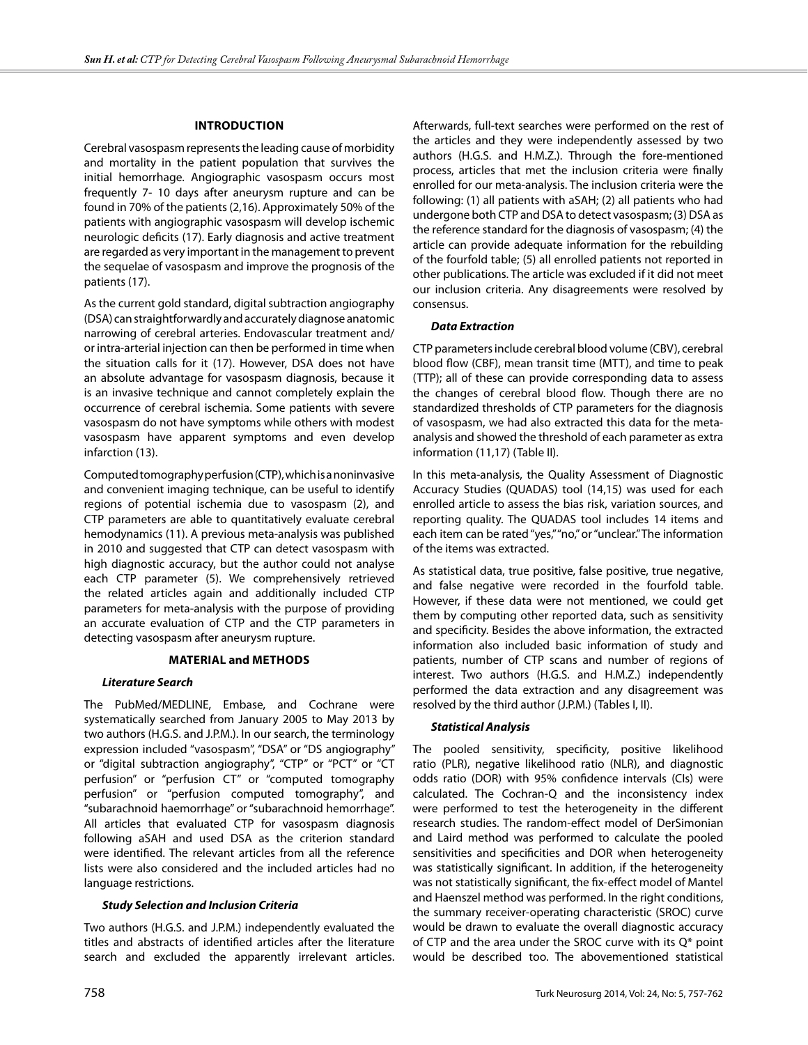## INTRODUCTION

Cerebral vasospasm represents the leading cause of morbidity and mortality in the patient population that survives the initial hemorrhage. Angiographic vasospasm occurs most frequently 7- 10 days after aneurysm rupture and can be found in 70% of the patients (2,16). Approximately 50% of the patients with angiographic vasospasm will develop ischemic neurologic deficits (17). Early diagnosis and active treatment are regarded as very important in the management to prevent the sequelae of vasospasm and improve the prognosis of the patients (17).

As the current gold standard, digital subtraction angiography (DSA) can straightforwardly and accurately diagnose anatomic narrowing of cerebral arteries. Endovascular treatment and/or intra-arterial injection can then be performed in time when the situation calls for it (17). However, DSA does not have an absolute advantage for vasospasm diagnosis, because it is an invasive technique and cannot completely explain the occurrence of cerebral ischemia. Some patients with severe vasospasm do not have symptoms while others with modest vasospasm have apparent symptoms and even develop infarction (13).

Computed tomography perfusion (CTP), which is a noninvasive and convenient imaging technique, can be useful to identify regions of potential ischemia due to vasospasm (2), and CTP parameters are able to quantitatively evaluate cerebral hemodynamics (11). A previous meta-analysis was published in 2010 and suggested that CTP can detect vasospasm with high diagnostic accuracy, but the author could not analyse each CTP parameter (5). We comprehensively retrieved the related articles again and additionally included CTP parameters for meta-analysis with the purpose of providing an accurate evaluation of CTP and the CTP parameters in detecting vasospasm after aneurysm rupture.

## MATERIAL and METHODS

### Literature Search

The PubMed/MEDLINE, Embase, and Cochrane were systematically searched from January 2005 to May 2013 by two authors (H.G.S. and J.P.M.). In our search, the terminology expression included "vasospasm", "DSA" or "DS angiography" or "digital subtraction angiography", "CTP" or "PCT" or "CT perfusion" or "perfusion CT" or "computed tomography perfusion" or "perfusion computed tomography", and "subarachnoid haemorrhage" or "subarachnoid hemorrhage". All articles that evaluated CTP for vasospasm diagnosis following aSAH and used DSA as the criterion standard were identified. The relevant articles from all the reference lists were also considered and the included articles had no language restrictions.

### Study Selection and Inclusion Criteria

Two authors (H.G.S. and J.P.M.) independently evaluated the titles and abstracts of identified articles after the literature search and excluded the apparently irrelevant articles. Afterwards, full-text searches were performed on the rest of the articles and they were independently assessed by two authors (H.G.S. and H.M.Z.). Through the fore-mentioned process, articles that met the inclusion criteria were finally enrolled for our meta-analysis. The inclusion criteria were the following: (1) all patients with aSAH; (2) all patients who had undergone both CTP and DSA to detect vasospasm; (3) DSA as the reference standard for the diagnosis of vasospasm; (4) the article can provide adequate information for the rebuilding of the fourfold table; (5) all enrolled patients not reported in other publications. The article was excluded if it did not meet our inclusion criteria. Any disagreements were resolved by consensus.

### Data Extraction

CTP parameters include cerebral blood volume (CBV), cerebral blood flow (CBF), mean transit time (MTT), and time to peak (TTP); all of these can provide corresponding data to assess the changes of cerebral blood flow. Though there are no standardized thresholds of CTP parameters for the diagnosis of vasospasm, we had also extracted this data for the meta-analysis and showed the threshold of each parameter as extra information (11,17) (Table II).

In this meta-analysis, the Quality Assessment of Diagnostic Accuracy Studies (QUADAS) tool (14,15) was used for each enrolled article to assess the bias risk, variation sources, and reporting quality. The QUADAS tool includes 14 items and each item can be rated "yes," "no," or "unclear." The information of the items was extracted.

As statistical data, true positive, false positive, true negative, and false negative were recorded in the fourfold table. However, if these data were not mentioned, we could get them by computing other reported data, such as sensitivity and specificity. Besides the above information, the extracted information also included basic information of study and patients, number of CTP scans and number of regions of interest. Two authors (H.G.S. and H.M.Z.) independently performed the data extraction and any disagreement was resolved by the third author (J.P.M.) (Tables I, II).

### Statistical Analysis

The pooled sensitivity, specificity, positive likelihood ratio (PLR), negative likelihood ratio (NLR), and diagnostic odds ratio (DOR) with 95% confidence intervals (CIs) were calculated. The Cochran-Q and the inconsistency index were performed to test the heterogeneity in the different research studies. The random-effect model of DerSimonian and Laird method was performed to calculate the pooled sensitivities and specificities and DOR when heterogeneity was statistically significant. In addition, if the heterogeneity was not statistically significant, the fix-effect model of Mantel and Haenszel method was performed. In the right conditions, the summary receiver-operating characteristic (SROC) curve would be drawn to evaluate the overall diagnostic accuracy of CTP and the area under the SROC curve with its Q* point would be described too. The abovementioned statistical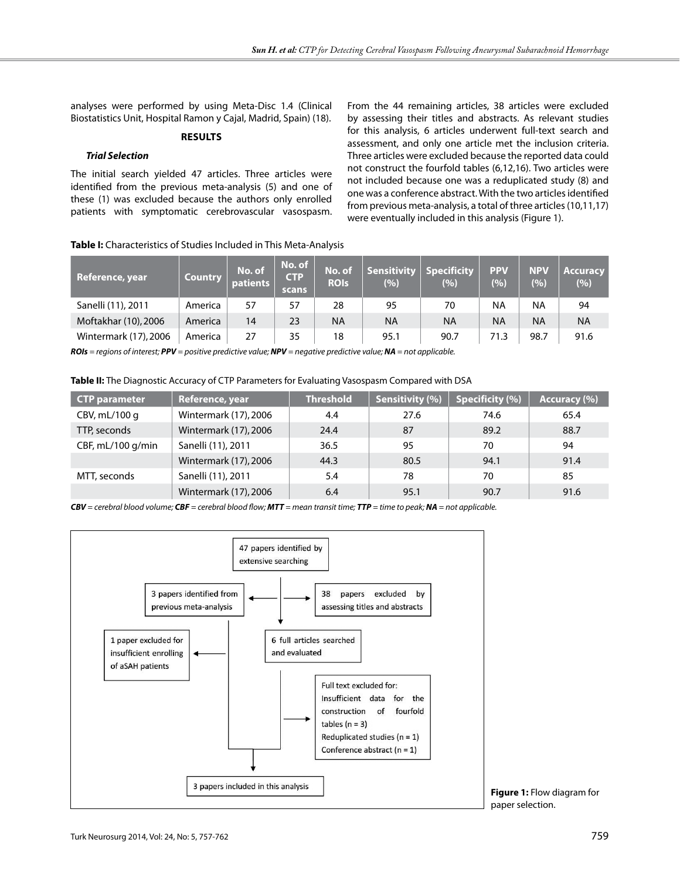analyses were performed by using Meta-Disc 1.4 (Clinical Biostatistics Unit, Hospital Ramon y Cajal, Madrid, Spain) (18).

## RESULTS

### *Trial Selection*

The initial search yielded 47 articles. Three articles were identified from the previous meta-analysis (5) and one of these (1) was excluded because the authors only enrolled patients with symptomatic cerebrovascular vasospasm. From the 44 remaining articles, 38 articles were excluded by assessing their titles and abstracts. As relevant studies for this analysis, 6 articles underwent full-text search and assessment, and only one article met the inclusion criteria. Three articles were excluded because the reported data could not construct the fourfold tables (6,12,16). Two articles were not included because one was a reduplicated study (8) and one was a conference abstract. With the two articles identified from previous meta-analysis, a total of three articles (10,11,17) were eventually included in this analysis (Figure 1).

**Table I:** Characteristics of Studies Included in This Meta-Analysis

| Reference, year | Country | No. of patients | No. of CTP scans | No. of ROIs | Sensitivity (%) | Specificity (%) | PPV (%) | NPV (%) | Accuracy (%) |
|---|---|---|---|---|---|---|---|---|---|
| Sanelli (11), 2011 | America | 57 | 57 | 28 | 95 | 70 | NA | NA | 94 |
| Moftakhar (10), 2006 | America | 14 | 23 | NA | NA | NA | NA | NA | NA |
| Wintermark (17), 2006 | America | 27 | 35 | 18 | 95.1 | 90.7 | 71.3 | 98.7 | 91.6 |

***ROIs** = regions of interest; **PPV** = positive predictive value; **NPV** = negative predictive value; **NA** = not applicable.*

**Table II:** The Diagnostic Accuracy of CTP Parameters for Evaluating Vasospasm Compared with DSA

| CTP parameter | Reference, year | Threshold | Sensitivity (%) | Specificity (%) | Accuracy (%) |
|---|---|---|---|---|---|
| CBV, mL/100 g | Wintermark (17), 2006 | 4.4 | 27.6 | 74.6 | 65.4 |
| TTP, seconds | Wintermark (17), 2006 | 24.4 | 87 | 89.2 | 88.7 |
| CBF, mL/100 g/min | Sanelli (11), 2011 | 36.5 | 95 | 70 | 94 |
| | Wintermark (17), 2006 | 44.3 | 80.5 | 94.1 | 91.4 |
| MTT, seconds | Sanelli (11), 2011 | 5.4 | 78 | 70 | 85 |
| | Wintermark (17), 2006 | 6.4 | 95.1 | 90.7 | 91.6 |

***CBV** = cerebral blood volume; **CBF** = cerebral blood flow; **MTT** = mean transit time; **TTP** = time to peak; **NA** = not applicable.*

47 papers identified by extensive searching

3 papers identified from previous meta-analysis

38 papers excluded by assessing titles and abstracts

1 paper excluded for insufficient enrolling of aSAH patients

6 full articles searched and evaluated

Full text excluded for:
Insufficient data for the construction of fourfold tables (n = 3)
Reduplicated studies (n = 1)
Conference abstract (n = 1)

3 papers included in this analysis

**Figure 1:** Flow diagram for paper selection.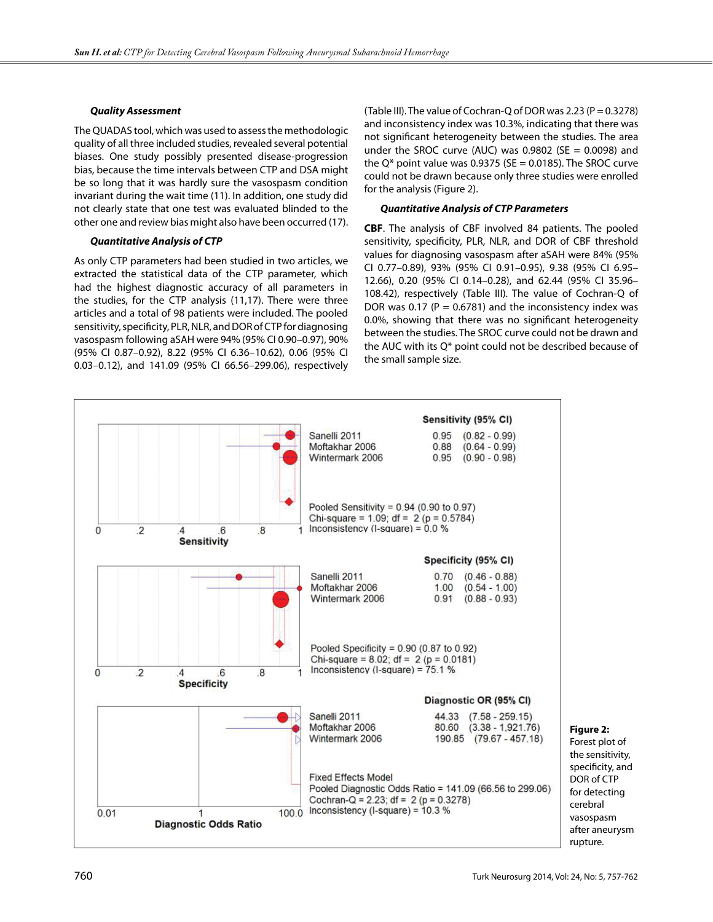### *Quality Assessment*

The QUADAS tool, which was used to assess the methodologic quality of all three included studies, revealed several potential biases. One study possibly presented disease-progression bias, because the time intervals between CTP and DSA might be so long that it was hardly sure the vasospasm condition invariant during the wait time (11). In addition, one study did not clearly state that one test was evaluated blinded to the other one and review bias might also have been occurred (17).

### *Quantitative Analysis of CTP*

As only CTP parameters had been studied in two articles, we extracted the statistical data of the CTP parameter, which had the highest diagnostic accuracy of all parameters in the studies, for the CTP analysis (11,17). There were three articles and a total of 98 patients were included. The pooled sensitivity, specificity, PLR, NLR, and DOR of CTP for diagnosing vasospasm following aSAH were 94% (95% CI 0.90–0.97), 90% (95% CI 0.87–0.92), 8.22 (95% CI 6.36–10.62), 0.06 (95% CI 0.03–0.12), and 141.09 (95% CI 66.56–299.06), respectively (Table III). The value of Cochran-Q of DOR was 2.23 (P = 0.3278) and inconsistency index was 10.3%, indicating that there was not significant heterogeneity between the studies. The area under the SROC curve (AUC) was 0.9802 (SE = 0.0098) and the Q* point value was 0.9375 (SE = 0.0185). The SROC curve could not be drawn because only three studies were enrolled for the analysis (Figure 2).

### *Quantitative Analysis of CTP Parameters*

**CBF**. The analysis of CBF involved 84 patients. The pooled sensitivity, specificity, PLR, NLR, and DOR of CBF threshold values for diagnosing vasospasm after aSAH were 84% (95% CI 0.77–0.89), 93% (95% CI 0.91–0.95), 9.38 (95% CI 6.95–12.66), 0.20 (95% CI 0.14–0.28), and 62.44 (95% CI 35.96–108.42), respectively (Table III). The value of Cochran-Q of DOR was 0.17 (P = 0.6781) and the inconsistency index was 0.0%, showing that there was no significant heterogeneity between the studies. The SROC curve could not be drawn and the AUC with its Q* point could not be described because of the small sample size.

| Study | Sensitivity (95% CI) |
|---|---|
| Sanelli 2011 | 0.95 (0.82 - 0.99) |
| Moftakhar 2006 | 0.88 (0.64 - 0.99) |
| Wintermark 2006 | 0.95 (0.90 - 0.98) |

Pooled Sensitivity = 0.94 (0.90 to 0.97)
Chi-square = 1.09; df = 2 (p = 0.5784)
Inconsistency (I-square) = 0.0 %

| Study | Specificity (95% CI) |
|---|---|
| Sanelli 2011 | 0.70 (0.46 - 0.88) |
| Moftakhar 2006 | 1.00 (0.54 - 1.00) |
| Wintermark 2006 | 0.91 (0.88 - 0.93) |

Pooled Specificity = 0.90 (0.87 to 0.92)
Chi-square = 8.02; df = 2 (p = 0.0181)
Inconsistency (I-square) = 75.1 %

| Study | Diagnostic OR (95% CI) |
|---|---|
| Sanelli 2011 | 44.33 (7.58 - 259.15) |
| Moftakhar 2006 | 80.60 (3.38 - 1,921.76) |
| Wintermark 2006 | 190.85 (79.67 - 457.18) |

Fixed Effects Model
Pooled Diagnostic Odds Ratio = 141.09 (66.56 to 299.06)
Cochran-Q = 2.23; df = 2 (p = 0.3278)
Inconsistency (I-square) = 10.3 %

**Figure 2:** Forest plot of the sensitivity, specificity, and DOR of CTP for detecting cerebral vasospasm after aneurysm rupture.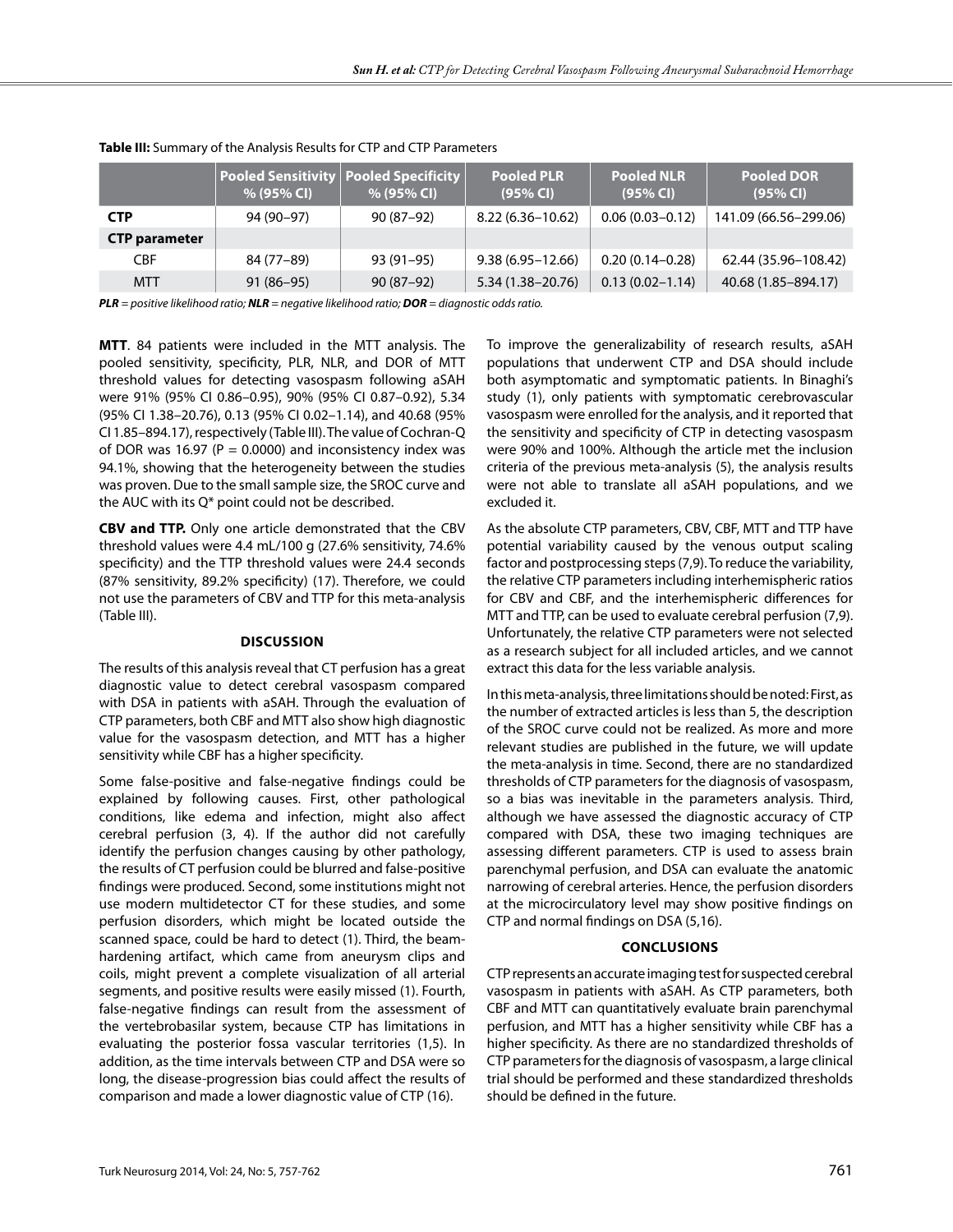**Table III:** Summary of the Analysis Results for CTP and CTP Parameters

| | Pooled Sensitivity % (95% CI) | Pooled Specificity % (95% CI) | Pooled PLR (95% CI) | Pooled NLR (95% CI) | Pooled DOR (95% CI) |
|---|---|---|---|---|---|
| **CTP** | 94 (90–97) | 90 (87–92) | 8.22 (6.36–10.62) | 0.06 (0.03–0.12) | 141.09 (66.56–299.06) |
| **CTP parameter** | | | | | |
| CBF | 84 (77–89) | 93 (91–95) | 9.38 (6.95–12.66) | 0.20 (0.14–0.28) | 62.44 (35.96–108.42) |
| MTT | 91 (86–95) | 90 (87–92) | 5.34 (1.38–20.76) | 0.13 (0.02–1.14) | 40.68 (1.85–894.17) |

***PLR** = positive likelihood ratio; **NLR** = negative likelihood ratio; **DOR** = diagnostic odds ratio.*

**MTT**. 84 patients were included in the MTT analysis. The pooled sensitivity, specificity, PLR, NLR, and DOR of MTT threshold values for detecting vasospasm following aSAH were 91% (95% CI 0.86–0.95), 90% (95% CI 0.87–0.92), 5.34 (95% CI 1.38–20.76), 0.13 (95% CI 0.02–1.14), and 40.68 (95% CI 1.85–894.17), respectively (Table III). The value of Cochran-Q of DOR was 16.97 (P = 0.0000) and inconsistency index was 94.1%, showing that the heterogeneity between the studies was proven. Due to the small sample size, the SROC curve and the AUC with its Q* point could not be described.

**CBV and TTP.** Only one article demonstrated that the CBV threshold values were 4.4 mL/100 g (27.6% sensitivity, 74.6% specificity) and the TTP threshold values were 24.4 seconds (87% sensitivity, 89.2% specificity) (17). Therefore, we could not use the parameters of CBV and TTP for this meta-analysis (Table III).

## DISCUSSION

The results of this analysis reveal that CT perfusion has a great diagnostic value to detect cerebral vasospasm compared with DSA in patients with aSAH. Through the evaluation of CTP parameters, both CBF and MTT also show high diagnostic value for the vasospasm detection, and MTT has a higher sensitivity while CBF has a higher specificity.

Some false-positive and false-negative findings could be explained by following causes. First, other pathological conditions, like edema and infection, might also affect cerebral perfusion (3, 4). If the author did not carefully identify the perfusion changes causing by other pathology, the results of CT perfusion could be blurred and false-positive findings were produced. Second, some institutions might not use modern multidetector CT for these studies, and some perfusion disorders, which might be located outside the scanned space, could be hard to detect (1). Third, the beam-hardening artifact, which came from aneurysm clips and coils, might prevent a complete visualization of all arterial segments, and positive results were easily missed (1). Fourth, false-negative findings can result from the assessment of the vertebrobasilar system, because CTP has limitations in evaluating the posterior fossa vascular territories (1,5). In addition, as the time intervals between CTP and DSA were so long, the disease-progression bias could affect the results of comparison and made a lower diagnostic value of CTP (16).

To improve the generalizability of research results, aSAH populations that underwent CTP and DSA should include both asymptomatic and symptomatic patients. In Binaghi's study (1), only patients with symptomatic cerebrovascular vasospasm were enrolled for the analysis, and it reported that the sensitivity and specificity of CTP in detecting vasospasm were 90% and 100%. Although the article met the inclusion criteria of the previous meta-analysis (5), the analysis results were not able to translate all aSAH populations, and we excluded it.

As the absolute CTP parameters, CBV, CBF, MTT and TTP have potential variability caused by the venous output scaling factor and postprocessing steps (7,9). To reduce the variability, the relative CTP parameters including interhemispheric ratios for CBV and CBF, and the interhemispheric differences for MTT and TTP, can be used to evaluate cerebral perfusion (7,9). Unfortunately, the relative CTP parameters were not selected as a research subject for all included articles, and we cannot extract this data for the less variable analysis.

In this meta-analysis, three limitations should be noted: First, as the number of extracted articles is less than 5, the description of the SROC curve could not be realized. As more and more relevant studies are published in the future, we will update the meta-analysis in time. Second, there are no standardized thresholds of CTP parameters for the diagnosis of vasospasm, so a bias was inevitable in the parameters analysis. Third, although we have assessed the diagnostic accuracy of CTP compared with DSA, these two imaging techniques are assessing different parameters. CTP is used to assess brain parenchymal perfusion, and DSA can evaluate the anatomic narrowing of cerebral arteries. Hence, the perfusion disorders at the microcirculatory level may show positive findings on CTP and normal findings on DSA (5,16).

## CONCLUSIONS

CTP represents an accurate imaging test for suspected cerebral vasospasm in patients with aSAH. As CTP parameters, both CBF and MTT can quantitatively evaluate brain parenchymal perfusion, and MTT has a higher sensitivity while CBF has a higher specificity. As there are no standardized thresholds of CTP parameters for the diagnosis of vasospasm, a large clinical trial should be performed and these standardized thresholds should be defined in the future.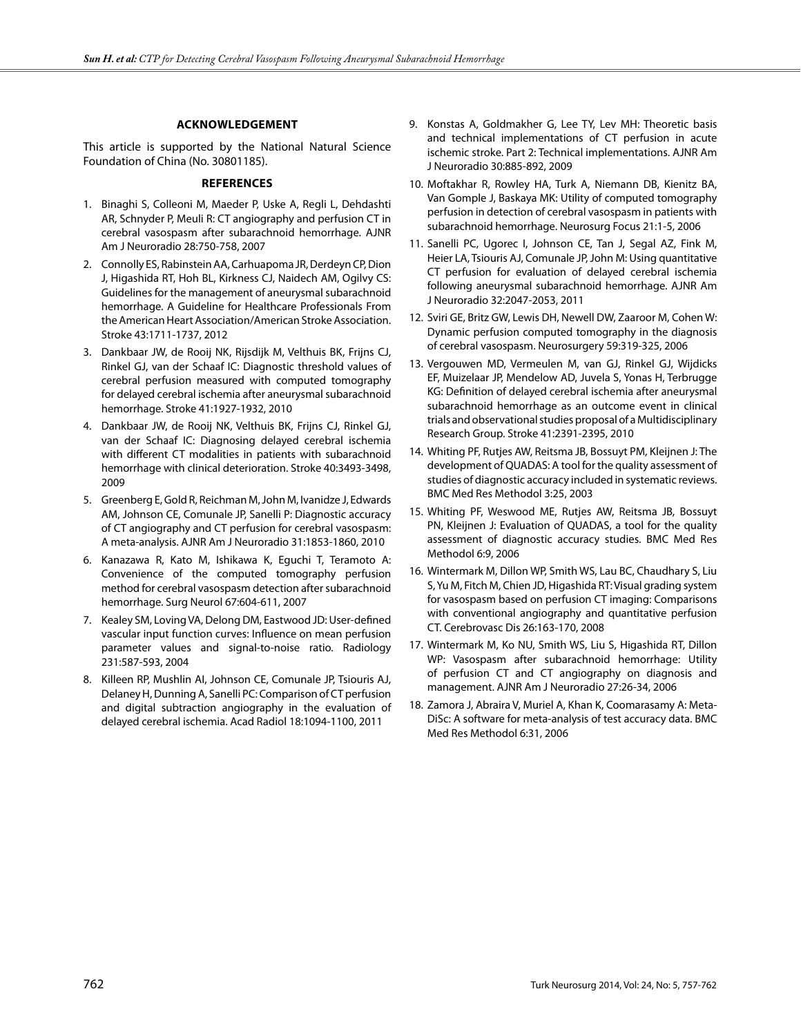## ACKNOWLEDGEMENT

This article is supported by the National Natural Science Foundation of China (No. 30801185).

## REFERENCES

1. Binaghi S, Colleoni M, Maeder P, Uske A, Regli L, Dehdashti AR, Schnyder P, Meuli R: CT angiography and perfusion CT in cerebral vasospasm after subarachnoid hemorrhage. AJNR Am J Neuroradio 28:750-758, 2007
2. Connolly ES, Rabinstein AA, Carhuapoma JR, Derdeyn CP, Dion J, Higashida RT, Hoh BL, Kirkness CJ, Naidech AM, Ogilvy CS: Guidelines for the management of aneurysmal subarachnoid hemorrhage. A Guideline for Healthcare Professionals From the American Heart Association/American Stroke Association. Stroke 43:1711-1737, 2012
3. Dankbaar JW, de Rooij NK, Rijsdijk M, Velthuis BK, Frijns CJ, Rinkel GJ, van der Schaaf IC: Diagnostic threshold values of cerebral perfusion measured with computed tomography for delayed cerebral ischemia after aneurysmal subarachnoid hemorrhage. Stroke 41:1927-1932, 2010
4. Dankbaar JW, de Rooij NK, Velthuis BK, Frijns CJ, Rinkel GJ, van der Schaaf IC: Diagnosing delayed cerebral ischemia with different CT modalities in patients with subarachnoid hemorrhage with clinical deterioration. Stroke 40:3493-3498, 2009
5. Greenberg E, Gold R, Reichman M, John M, Ivanidze J, Edwards AM, Johnson CE, Comunale JP, Sanelli P: Diagnostic accuracy of CT angiography and CT perfusion for cerebral vasospasm: A meta-analysis. AJNR Am J Neuroradio 31:1853-1860, 2010
6. Kanazawa R, Kato M, Ishikawa K, Eguchi T, Teramoto A: Convenience of the computed tomography perfusion method for cerebral vasospasm detection after subarachnoid hemorrhage. Surg Neurol 67:604-611, 2007
7. Kealey SM, Loving VA, Delong DM, Eastwood JD: User-defined vascular input function curves: Influence on mean perfusion parameter values and signal-to-noise ratio. Radiology 231:587-593, 2004
8. Killeen RP, Mushlin AI, Johnson CE, Comunale JP, Tsiouris AJ, Delaney H, Dunning A, Sanelli PC: Comparison of CT perfusion and digital subtraction angiography in the evaluation of delayed cerebral ischemia. Acad Radiol 18:1094-1100, 2011
9. Konstas A, Goldmakher G, Lee TY, Lev MH: Theoretic basis and technical implementations of CT perfusion in acute ischemic stroke. Part 2: Technical implementations. AJNR Am J Neuroradio 30:885-892, 2009
10. Moftakhar R, Rowley HA, Turk A, Niemann DB, Kienitz BA, Van Gomple J, Baskaya MK: Utility of computed tomography perfusion in detection of cerebral vasospasm in patients with subarachnoid hemorrhage. Neurosurg Focus 21:1-5, 2006
11. Sanelli PC, Ugorec I, Johnson CE, Tan J, Segal AZ, Fink M, Heier LA, Tsiouris AJ, Comunale JP, John M: Using quantitative CT perfusion for evaluation of delayed cerebral ischemia following aneurysmal subarachnoid hemorrhage. AJNR Am J Neuroradio 32:2047-2053, 2011
12. Sviri GE, Britz GW, Lewis DH, Newell DW, Zaaroor M, Cohen W: Dynamic perfusion computed tomography in the diagnosis of cerebral vasospasm. Neurosurgery 59:319-325, 2006
13. Vergouwen MD, Vermeulen M, van GJ, Rinkel GJ, Wijdicks EF, Muizelaar JP, Mendelow AD, Juvela S, Yonas H, Terbrugge KG: Definition of delayed cerebral ischemia after aneurysmal subarachnoid hemorrhage as an outcome event in clinical trials and observational studies proposal of a Multidisciplinary Research Group. Stroke 41:2391-2395, 2010
14. Whiting PF, Rutjes AW, Reitsma JB, Bossuyt PM, Kleijnen J: The development of QUADAS: A tool for the quality assessment of studies of diagnostic accuracy included in systematic reviews. BMC Med Res Methodol 3:25, 2003
15. Whiting PF, Weswood ME, Rutjes AW, Reitsma JB, Bossuyt PN, Kleijnen J: Evaluation of QUADAS, a tool for the quality assessment of diagnostic accuracy studies. BMC Med Res Methodol 6:9, 2006
16. Wintermark M, Dillon WP, Smith WS, Lau BC, Chaudhary S, Liu S, Yu M, Fitch M, Chien JD, Higashida RT: Visual grading system for vasospasm based on perfusion CT imaging: Comparisons with conventional angiography and quantitative perfusion CT. Cerebrovasc Dis 26:163-170, 2008
17. Wintermark M, Ko NU, Smith WS, Liu S, Higashida RT, Dillon WP: Vasospasm after subarachnoid hemorrhage: Utility of perfusion CT and CT angiography on diagnosis and management. AJNR Am J Neuroradio 27:26-34, 2006
18. Zamora J, Abraira V, Muriel A, Khan K, Coomarasamy A: Meta-DiSc: A software for meta-analysis of test accuracy data. BMC Med Res Methodol 6:31, 2006